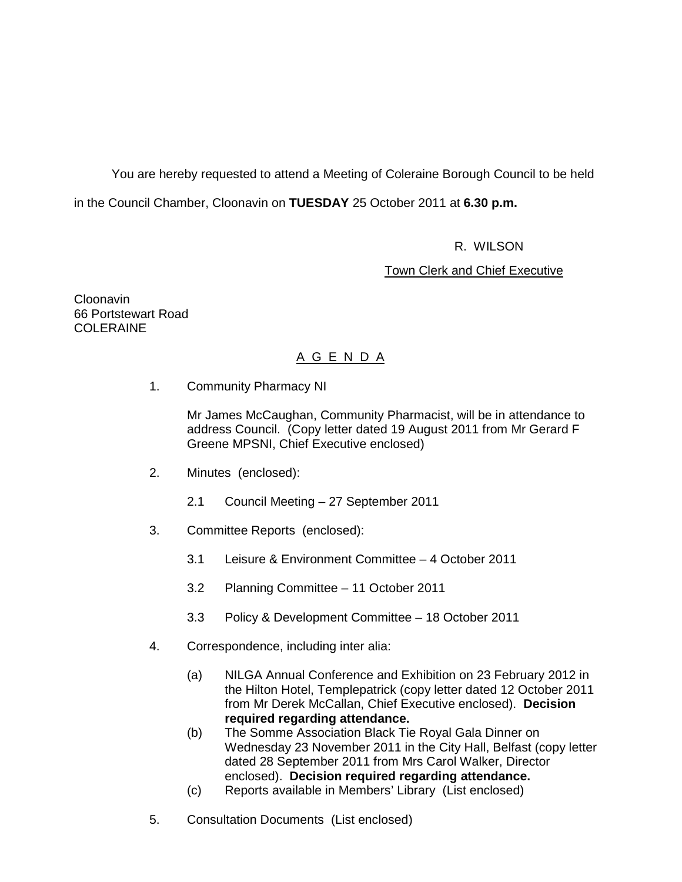You are hereby requested to attend a Meeting of Coleraine Borough Council to be held in the Council Chamber, Cloonavin on **TUESDAY** 25 October 2011 at **6.30 p.m.**

R. WILSON

Town Clerk and Chief Executive

Cloonavin
66 Portstewart Road
COLERAINE

## A G E N D A

1. Community Pharmacy NI

   Mr James McCaughan, Community Pharmacist, will be in attendance to address Council. (Copy letter dated 19 August 2011 from Mr Gerard F Greene MPSNI, Chief Executive enclosed)

2. Minutes (enclosed):

   2.1 Council Meeting – 27 September 2011

3. Committee Reports (enclosed):

   3.1 Leisure & Environment Committee – 4 October 2011

   3.2 Planning Committee – 11 October 2011

   3.3 Policy & Development Committee – 18 October 2011

4. Correspondence, including inter alia:

   (a) NILGA Annual Conference and Exhibition on 23 February 2012 in the Hilton Hotel, Templepatrick (copy letter dated 12 October 2011 from Mr Derek McCallan, Chief Executive enclosed). **Decision required regarding attendance.**

   (b) The Somme Association Black Tie Royal Gala Dinner on Wednesday 23 November 2011 in the City Hall, Belfast (copy letter dated 28 September 2011 from Mrs Carol Walker, Director enclosed). **Decision required regarding attendance.**

   (c) Reports available in Members' Library (List enclosed)

5. Consultation Documents (List enclosed)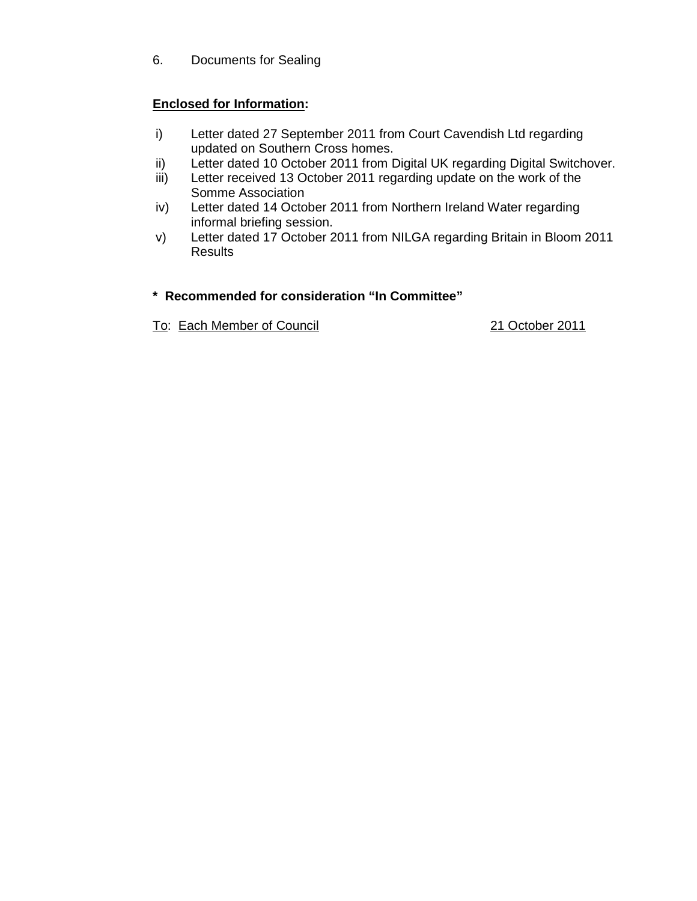6. Documents for Sealing

**Enclosed for Information:**

i) Letter dated 27 September 2011 from Court Cavendish Ltd regarding updated on Southern Cross homes.
ii) Letter dated 10 October 2011 from Digital UK regarding Digital Switchover.
iii) Letter received 13 October 2011 regarding update on the work of the Somme Association
iv) Letter dated 14 October 2011 from Northern Ireland Water regarding informal briefing session.
v) Letter dated 17 October 2011 from NILGA regarding Britain in Bloom 2011 Results

**\* Recommended for consideration "In Committee"**

To: Each Member of Council 21 October 2011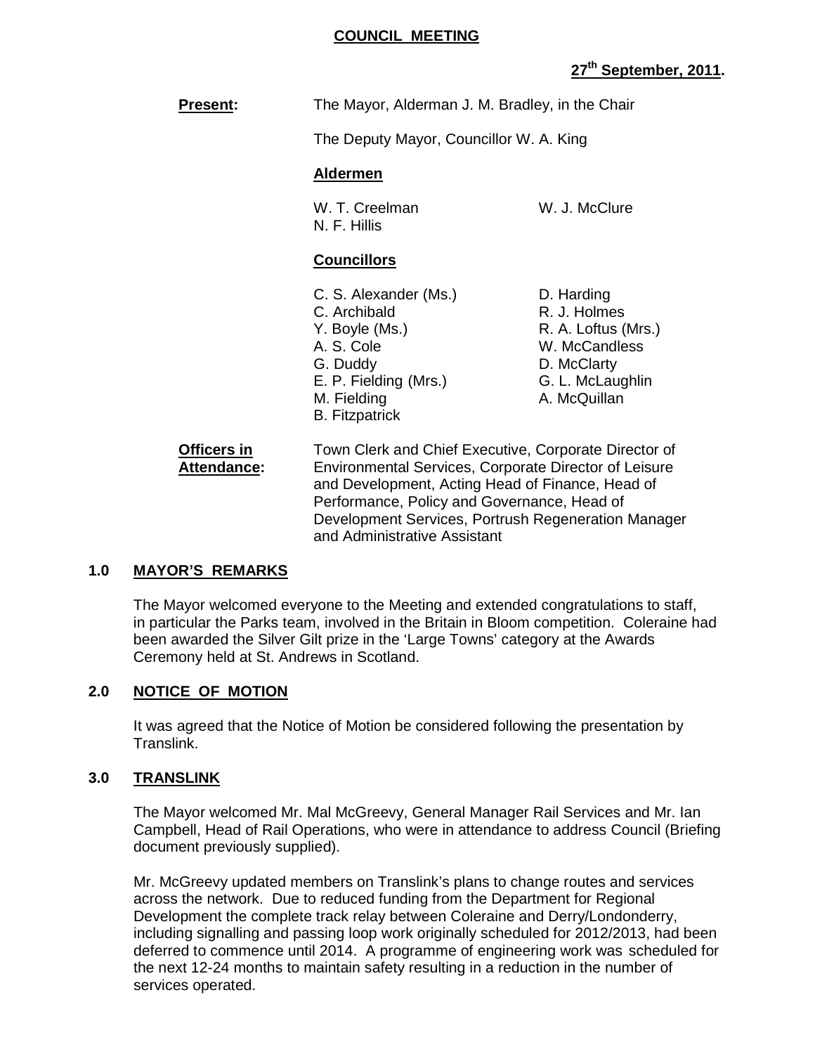**COUNCIL MEETING**

**27th September, 2011.**

**Present:** The Mayor, Alderman J. M. Bradley, in the Chair

The Deputy Mayor, Councillor W. A. King

**Aldermen**

W. T. Creelman
N. F. Hillis
W. J. McClure

**Councillors**

C. S. Alexander (Ms.)
C. Archibald
Y. Boyle (Ms.)
A. S. Cole
G. Duddy
E. P. Fielding (Mrs.)
M. Fielding
B. Fitzpatrick
D. Harding
R. J. Holmes
R. A. Loftus (Mrs.)
W. McCandless
D. McClarty
G. L. McLaughlin
A. McQuillan

**Officers in Attendance:** Town Clerk and Chief Executive, Corporate Director of Environmental Services, Corporate Director of Leisure and Development, Acting Head of Finance, Head of Performance, Policy and Governance, Head of Development Services, Portrush Regeneration Manager and Administrative Assistant

## 1.0 MAYOR'S REMARKS

The Mayor welcomed everyone to the Meeting and extended congratulations to staff, in particular the Parks team, involved in the Britain in Bloom competition. Coleraine had been awarded the Silver Gilt prize in the 'Large Towns' category at the Awards Ceremony held at St. Andrews in Scotland.

## 2.0 NOTICE OF MOTION

It was agreed that the Notice of Motion be considered following the presentation by Translink.

## 3.0 TRANSLINK

The Mayor welcomed Mr. Mal McGreevy, General Manager Rail Services and Mr. Ian Campbell, Head of Rail Operations, who were in attendance to address Council (Briefing document previously supplied).

Mr. McGreevy updated members on Translink's plans to change routes and services across the network. Due to reduced funding from the Department for Regional Development the complete track relay between Coleraine and Derry/Londonderry, including signalling and passing loop work originally scheduled for 2012/2013, had been deferred to commence until 2014. A programme of engineering work was scheduled for the next 12-24 months to maintain safety resulting in a reduction in the number of services operated.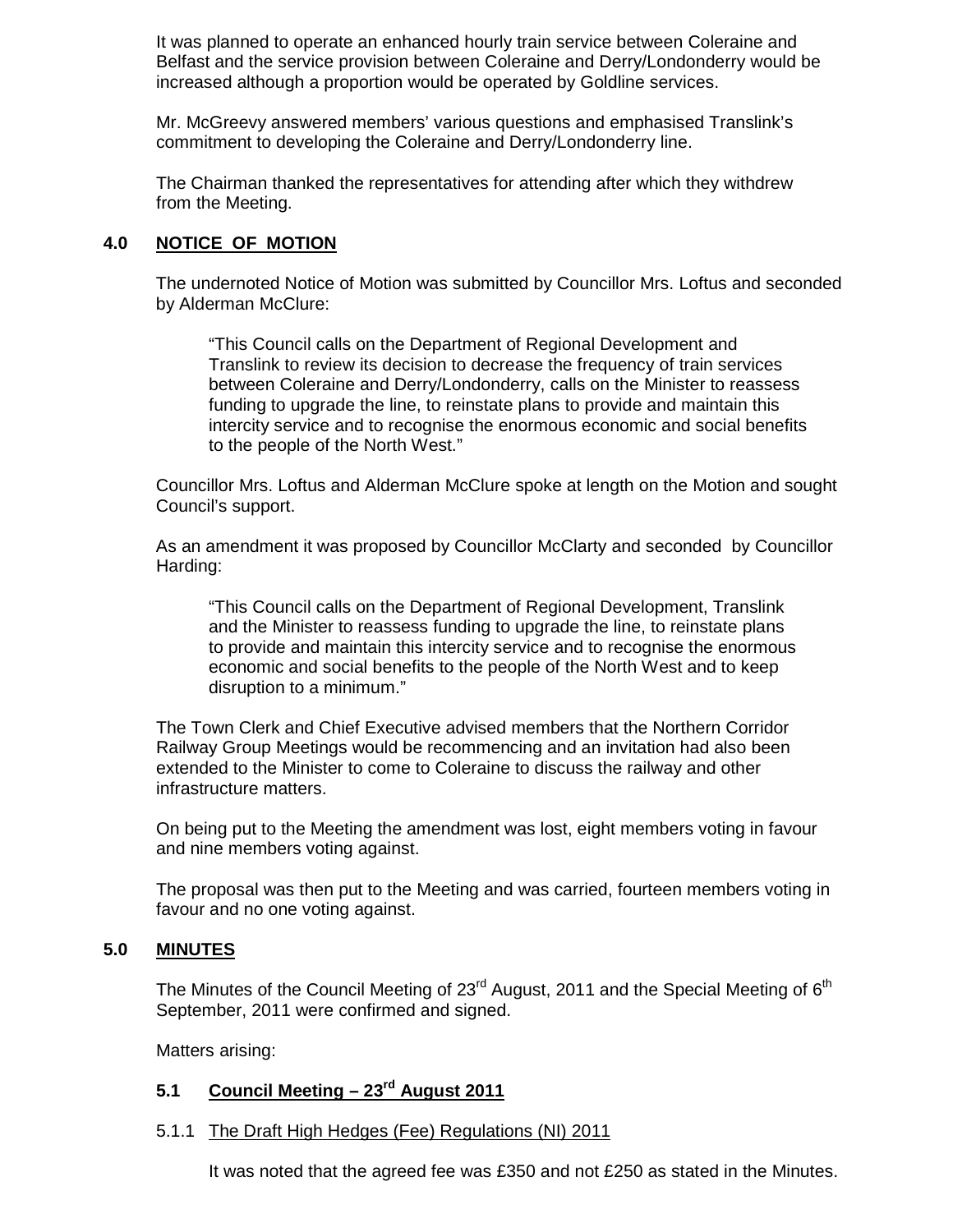It was planned to operate an enhanced hourly train service between Coleraine and Belfast and the service provision between Coleraine and Derry/Londonderry would be increased although a proportion would be operated by Goldline services.

Mr. McGreevy answered members' various questions and emphasised Translink's commitment to developing the Coleraine and Derry/Londonderry line.

The Chairman thanked the representatives for attending after which they withdrew from the Meeting.

## 4.0 NOTICE OF MOTION

The undernoted Notice of Motion was submitted by Councillor Mrs. Loftus and seconded by Alderman McClure:

> "This Council calls on the Department of Regional Development and Translink to review its decision to decrease the frequency of train services between Coleraine and Derry/Londonderry, calls on the Minister to reassess funding to upgrade the line, to reinstate plans to provide and maintain this intercity service and to recognise the enormous economic and social benefits to the people of the North West."

Councillor Mrs. Loftus and Alderman McClure spoke at length on the Motion and sought Council's support.

As an amendment it was proposed by Councillor McClarty and seconded by Councillor Harding:

> "This Council calls on the Department of Regional Development, Translink and the Minister to reassess funding to upgrade the line, to reinstate plans to provide and maintain this intercity service and to recognise the enormous economic and social benefits to the people of the North West and to keep disruption to a minimum."

The Town Clerk and Chief Executive advised members that the Northern Corridor Railway Group Meetings would be recommencing and an invitation had also been extended to the Minister to come to Coleraine to discuss the railway and other infrastructure matters.

On being put to the Meeting the amendment was lost, eight members voting in favour and nine members voting against.

The proposal was then put to the Meeting and was carried, fourteen members voting in favour and no one voting against.

## 5.0 MINUTES

The Minutes of the Council Meeting of 23rd August, 2011 and the Special Meeting of 6th September, 2011 were confirmed and signed.

Matters arising:

### 5.1 Council Meeting – 23rd August 2011

5.1.1 The Draft High Hedges (Fee) Regulations (NI) 2011

It was noted that the agreed fee was £350 and not £250 as stated in the Minutes.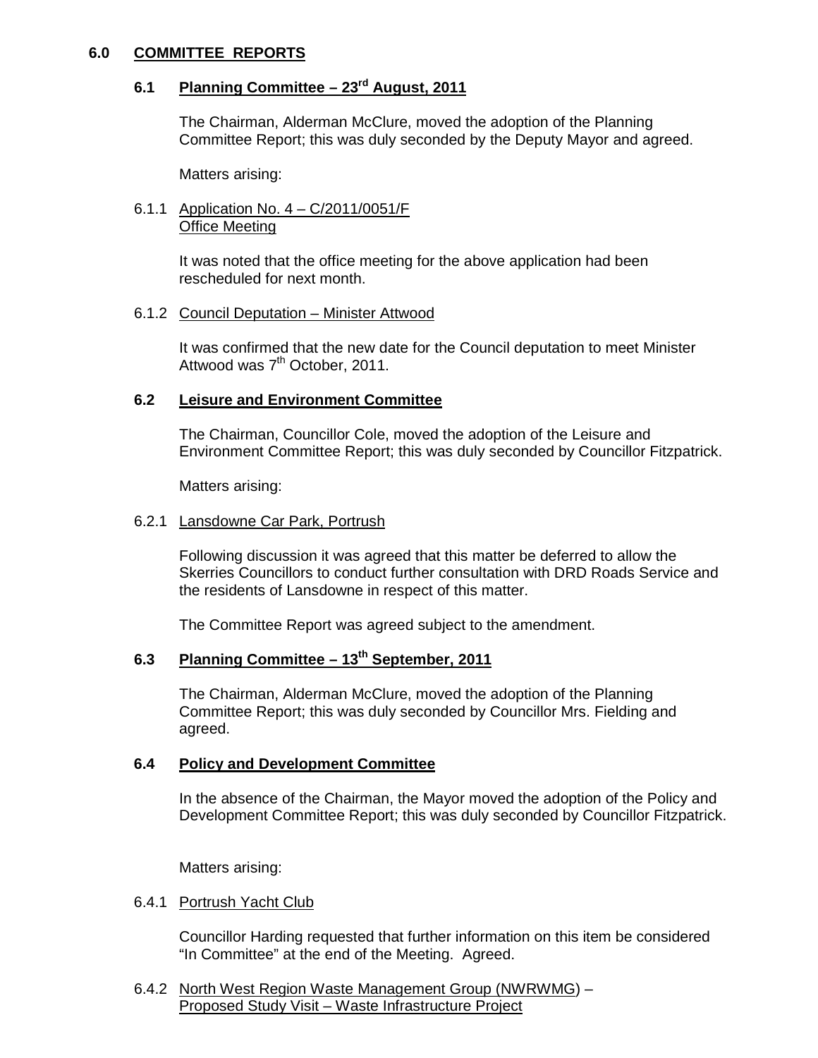## 6.0 COMMITTEE REPORTS

### 6.1 Planning Committee – 23rd August, 2011

The Chairman, Alderman McClure, moved the adoption of the Planning Committee Report; this was duly seconded by the Deputy Mayor and agreed.

Matters arising:

6.1.1 Application No. 4 – C/2011/0051/F
Office Meeting

It was noted that the office meeting for the above application had been rescheduled for next month.

6.1.2 Council Deputation – Minister Attwood

It was confirmed that the new date for the Council deputation to meet Minister Attwood was 7th October, 2011.

### 6.2 Leisure and Environment Committee

The Chairman, Councillor Cole, moved the adoption of the Leisure and Environment Committee Report; this was duly seconded by Councillor Fitzpatrick.

Matters arising:

6.2.1 Lansdowne Car Park, Portrush

Following discussion it was agreed that this matter be deferred to allow the Skerries Councillors to conduct further consultation with DRD Roads Service and the residents of Lansdowne in respect of this matter.

The Committee Report was agreed subject to the amendment.

### 6.3 Planning Committee – 13th September, 2011

The Chairman, Alderman McClure, moved the adoption of the Planning Committee Report; this was duly seconded by Councillor Mrs. Fielding and agreed.

### 6.4 Policy and Development Committee

In the absence of the Chairman, the Mayor moved the adoption of the Policy and Development Committee Report; this was duly seconded by Councillor Fitzpatrick.

Matters arising:

6.4.1 Portrush Yacht Club

Councillor Harding requested that further information on this item be considered "In Committee" at the end of the Meeting. Agreed.

6.4.2 North West Region Waste Management Group (NWRWMG) –
Proposed Study Visit – Waste Infrastructure Project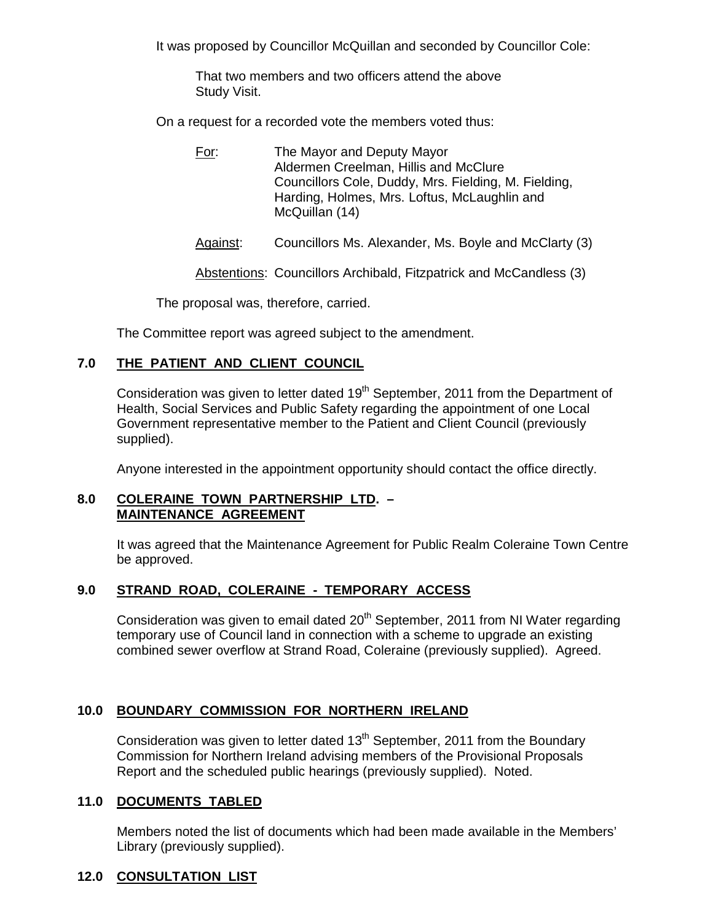It was proposed by Councillor McQuillan and seconded by Councillor Cole:

> That two members and two officers attend the above Study Visit.

On a request for a recorded vote the members voted thus:

<u>For</u>: The Mayor and Deputy Mayor
Aldermen Creelman, Hillis and McClure
Councillors Cole, Duddy, Mrs. Fielding, M. Fielding, Harding, Holmes, Mrs. Loftus, McLaughlin and McQuillan (14)

<u>Against</u>: Councillors Ms. Alexander, Ms. Boyle and McClarty (3)

<u>Abstentions</u>: Councillors Archibald, Fitzpatrick and McCandless (3)

The proposal was, therefore, carried.

The Committee report was agreed subject to the amendment.

## 7.0 THE PATIENT AND CLIENT COUNCIL

Consideration was given to letter dated 19th September, 2011 from the Department of Health, Social Services and Public Safety regarding the appointment of one Local Government representative member to the Patient and Client Council (previously supplied).

Anyone interested in the appointment opportunity should contact the office directly.

## 8.0 COLERAINE TOWN PARTNERSHIP LTD. – MAINTENANCE AGREEMENT

It was agreed that the Maintenance Agreement for Public Realm Coleraine Town Centre be approved.

## 9.0 STRAND ROAD, COLERAINE - TEMPORARY ACCESS

Consideration was given to email dated 20th September, 2011 from NI Water regarding temporary use of Council land in connection with a scheme to upgrade an existing combined sewer overflow at Strand Road, Coleraine (previously supplied). Agreed.

## 10.0 BOUNDARY COMMISSION FOR NORTHERN IRELAND

Consideration was given to letter dated 13th September, 2011 from the Boundary Commission for Northern Ireland advising members of the Provisional Proposals Report and the scheduled public hearings (previously supplied). Noted.

## 11.0 DOCUMENTS TABLED

Members noted the list of documents which had been made available in the Members' Library (previously supplied).

## 12.0 CONSULTATION LIST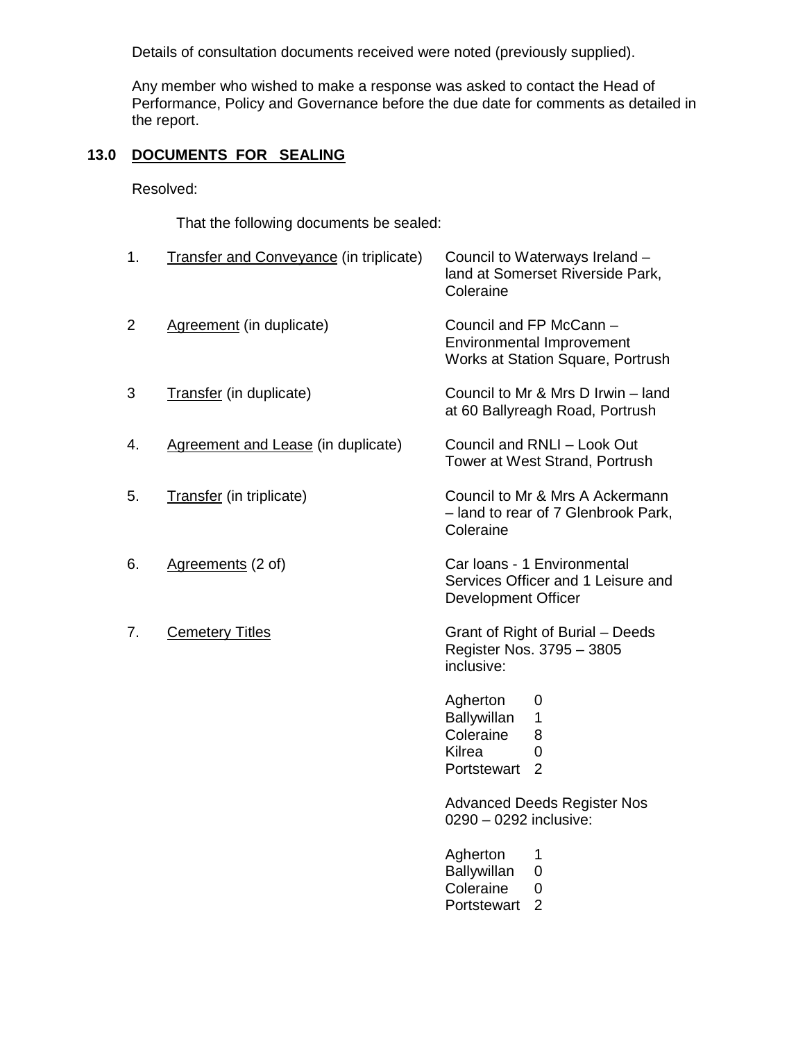Details of consultation documents received were noted (previously supplied).

Any member who wished to make a response was asked to contact the Head of Performance, Policy and Governance before the due date for comments as detailed in the report.

## 13.0 DOCUMENTS FOR SEALING

Resolved:

That the following documents be sealed:

| | | |
|---|---|---|
| 1. | Transfer and Conveyance (in triplicate) | Council to Waterways Ireland – land at Somerset Riverside Park, Coleraine |
| 2 | Agreement (in duplicate) | Council and FP McCann – Environmental Improvement Works at Station Square, Portrush |
| 3 | Transfer (in duplicate) | Council to Mr & Mrs D Irwin – land at 60 Ballyreagh Road, Portrush |
| 4. | Agreement and Lease (in duplicate) | Council and RNLI – Look Out Tower at West Strand, Portrush |
| 5. | Transfer (in triplicate) | Council to Mr & Mrs A Ackermann – land to rear of 7 Glenbrook Park, Coleraine |
| 6. | Agreements (2 of) | Car loans - 1 Environmental Services Officer and 1 Leisure and Development Officer |
| 7. | Cemetery Titles | Grant of Right of Burial – Deeds Register Nos. 3795 – 3805 inclusive: |

| | |
|---|---|
| Agherton | 0 |
| Ballywillan | 1 |
| Coleraine | 8 |
| Kilrea | 0 |
| Portstewart | 2 |

Advanced Deeds Register Nos 0290 – 0292 inclusive:

| | |
|---|---|
| Agherton | 1 |
| Ballywillan | 0 |
| Coleraine | 0 |
| Portstewart | 2 |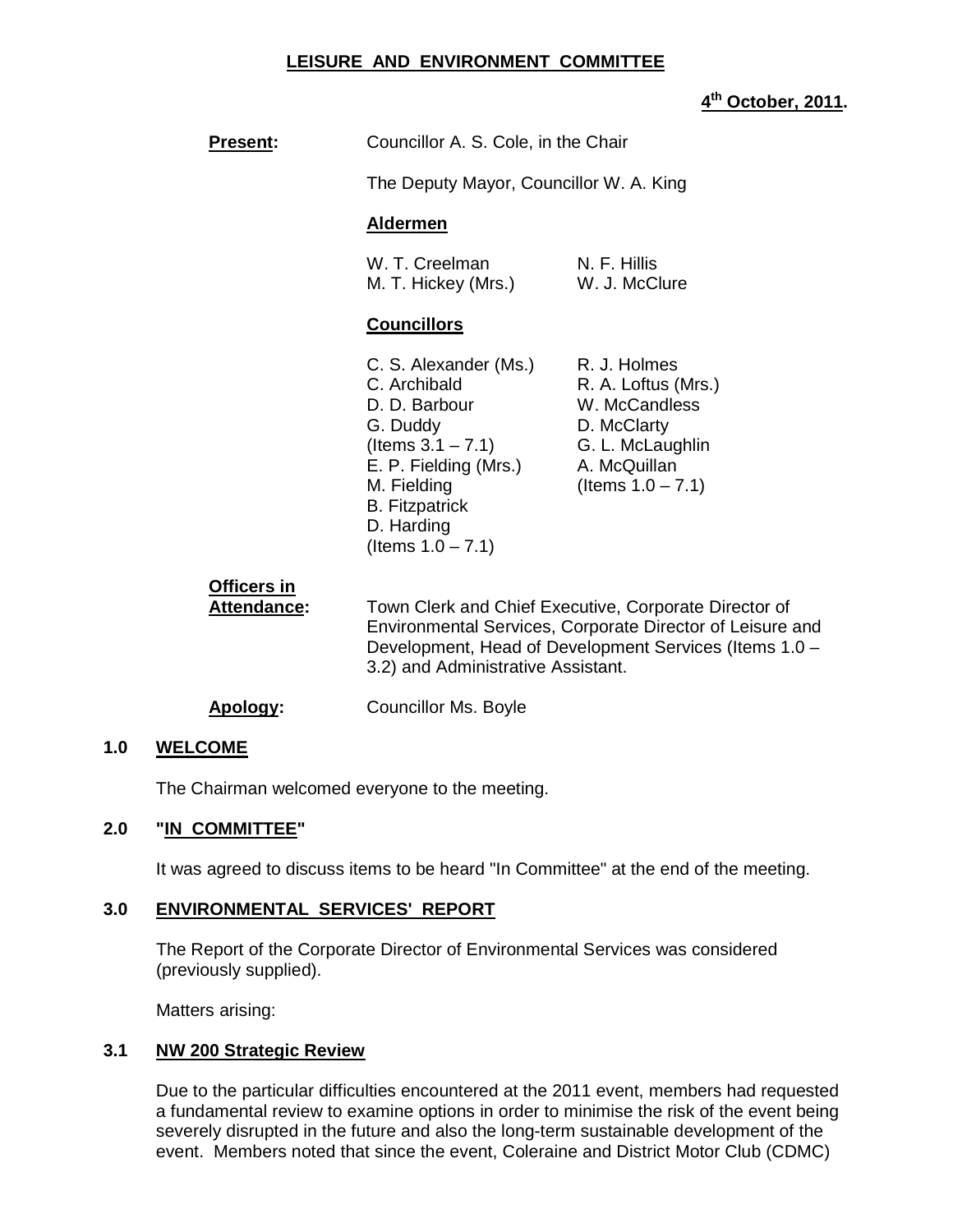# LEISURE AND ENVIRONMENT COMMITTEE

**4th October, 2011.**

**Present:** Councillor A. S. Cole, in the Chair

The Deputy Mayor, Councillor W. A. King

**Aldermen**

W. T. Creelman
N. F. Hillis
M. T. Hickey (Mrs.)
W. J. McClure

**Councillors**

C. S. Alexander (Ms.)
C. Archibald
D. D. Barbour
G. Duddy (Items 3.1 – 7.1)
E. P. Fielding (Mrs.)
M. Fielding
B. Fitzpatrick
D. Harding (Items 1.0 – 7.1)
R. J. Holmes
R. A. Loftus (Mrs.)
W. McCandless
D. McClarty
G. L. McLaughlin
A. McQuillan (Items 1.0 – 7.1)

**Officers in Attendance:** Town Clerk and Chief Executive, Corporate Director of Environmental Services, Corporate Director of Leisure and Development, Head of Development Services (Items 1.0 – 3.2) and Administrative Assistant.

**Apology:** Councillor Ms. Boyle

## 1.0 WELCOME

The Chairman welcomed everyone to the meeting.

## 2.0 "IN COMMITTEE"

It was agreed to discuss items to be heard "In Committee" at the end of the meeting.

## 3.0 ENVIRONMENTAL SERVICES' REPORT

The Report of the Corporate Director of Environmental Services was considered (previously supplied).

Matters arising:

### 3.1 NW 200 Strategic Review

Due to the particular difficulties encountered at the 2011 event, members had requested a fundamental review to examine options in order to minimise the risk of the event being severely disrupted in the future and also the long-term sustainable development of the event. Members noted that since the event, Coleraine and District Motor Club (CDMC)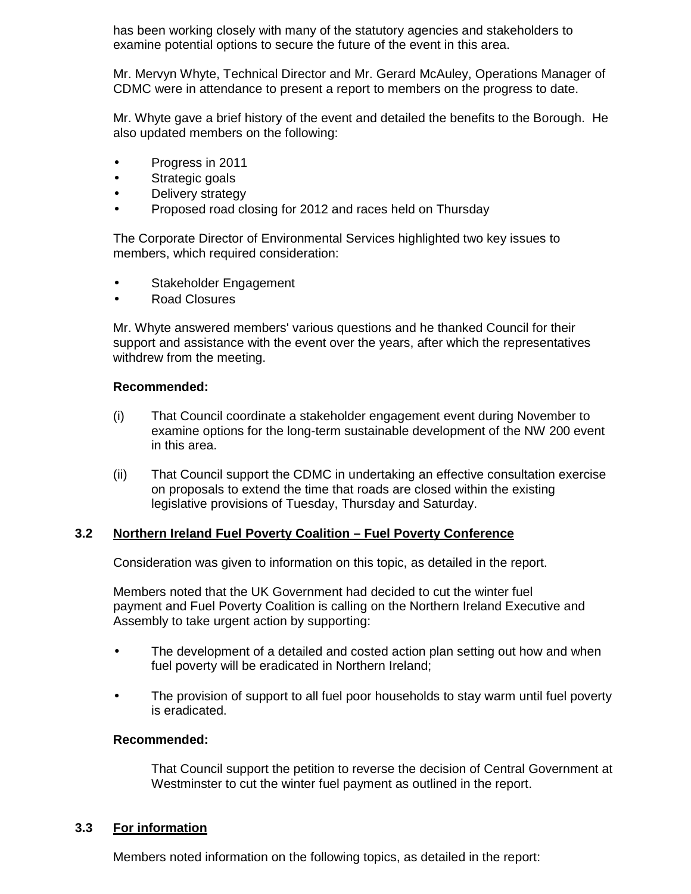has been working closely with many of the statutory agencies and stakeholders to examine potential options to secure the future of the event in this area.

Mr. Mervyn Whyte, Technical Director and Mr. Gerard McAuley, Operations Manager of CDMC were in attendance to present a report to members on the progress to date.

Mr. Whyte gave a brief history of the event and detailed the benefits to the Borough. He also updated members on the following:

- Progress in 2011
- Strategic goals
- Delivery strategy
- Proposed road closing for 2012 and races held on Thursday

The Corporate Director of Environmental Services highlighted two key issues to members, which required consideration:

- Stakeholder Engagement
- Road Closures

Mr. Whyte answered members' various questions and he thanked Council for their support and assistance with the event over the years, after which the representatives withdrew from the meeting.

**Recommended:**

(i) That Council coordinate a stakeholder engagement event during November to examine options for the long-term sustainable development of the NW 200 event in this area.

(ii) That Council support the CDMC in undertaking an effective consultation exercise on proposals to extend the time that roads are closed within the existing legislative provisions of Tuesday, Thursday and Saturday.

### 3.2 Northern Ireland Fuel Poverty Coalition – Fuel Poverty Conference

Consideration was given to information on this topic, as detailed in the report.

Members noted that the UK Government had decided to cut the winter fuel payment and Fuel Poverty Coalition is calling on the Northern Ireland Executive and Assembly to take urgent action by supporting:

- The development of a detailed and costed action plan setting out how and when fuel poverty will be eradicated in Northern Ireland;
- The provision of support to all fuel poor households to stay warm until fuel poverty is eradicated.

**Recommended:**

That Council support the petition to reverse the decision of Central Government at Westminster to cut the winter fuel payment as outlined in the report.

### 3.3 For information

Members noted information on the following topics, as detailed in the report: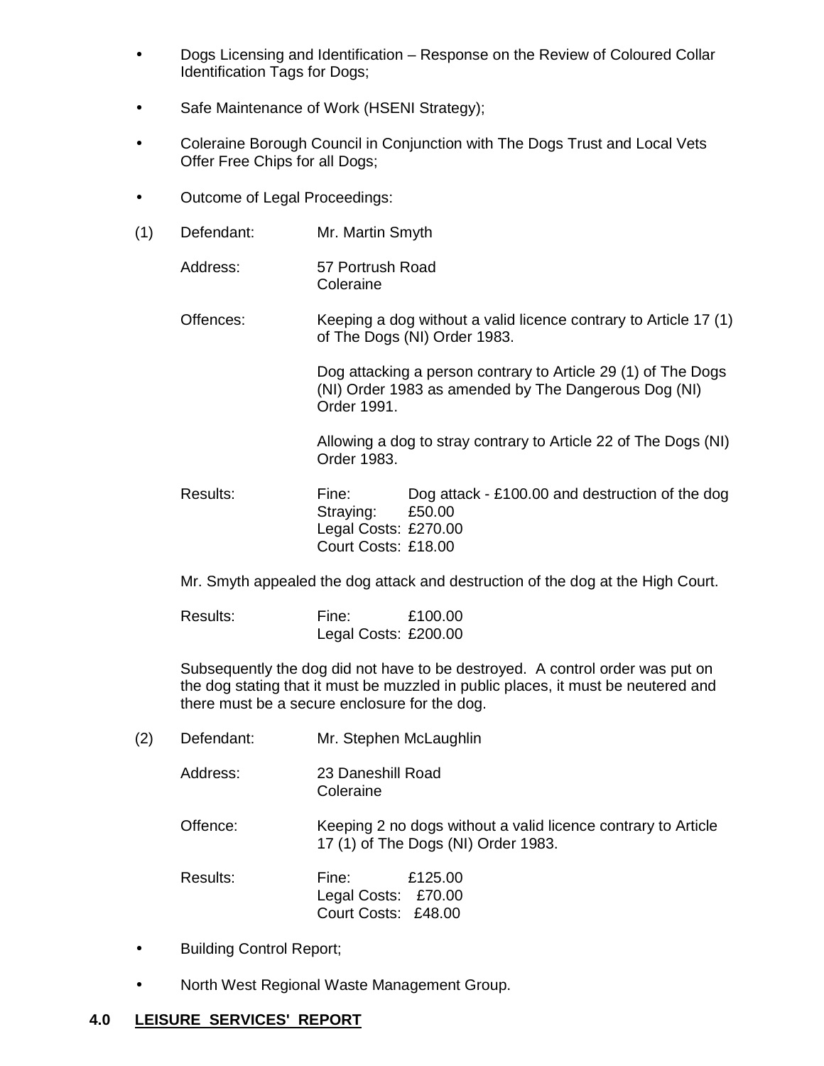- Dogs Licensing and Identification – Response on the Review of Coloured Collar Identification Tags for Dogs;

- Safe Maintenance of Work (HSENI Strategy);

- Coleraine Borough Council in Conjunction with The Dogs Trust and Local Vets Offer Free Chips for all Dogs;

- Outcome of Legal Proceedings:

(1) Defendant: Mr. Martin Smyth

Address: 57 Portrush Road
Coleraine

Offences: Keeping a dog without a valid licence contrary to Article 17 (1) of The Dogs (NI) Order 1983.

Dog attacking a person contrary to Article 29 (1) of The Dogs (NI) Order 1983 as amended by The Dangerous Dog (NI) Order 1991.

Allowing a dog to stray contrary to Article 22 of The Dogs (NI) Order 1983.

Results:
Fine: Dog attack - £100.00 and destruction of the dog
Straying: £50.00
Legal Costs: £270.00
Court Costs: £18.00

Mr. Smyth appealed the dog attack and destruction of the dog at the High Court.

Results:
Fine: £100.00
Legal Costs: £200.00

Subsequently the dog did not have to be destroyed. A control order was put on the dog stating that it must be muzzled in public places, it must be neutered and there must be a secure enclosure for the dog.

(2) Defendant: Mr. Stephen McLaughlin

Address: 23 Daneshill Road
Coleraine

Offence: Keeping 2 no dogs without a valid licence contrary to Article 17 (1) of The Dogs (NI) Order 1983.

Results:
Fine: £125.00
Legal Costs: £70.00
Court Costs: £48.00

- Building Control Report;

- North West Regional Waste Management Group.

## 4.0 LEISURE SERVICES' REPORT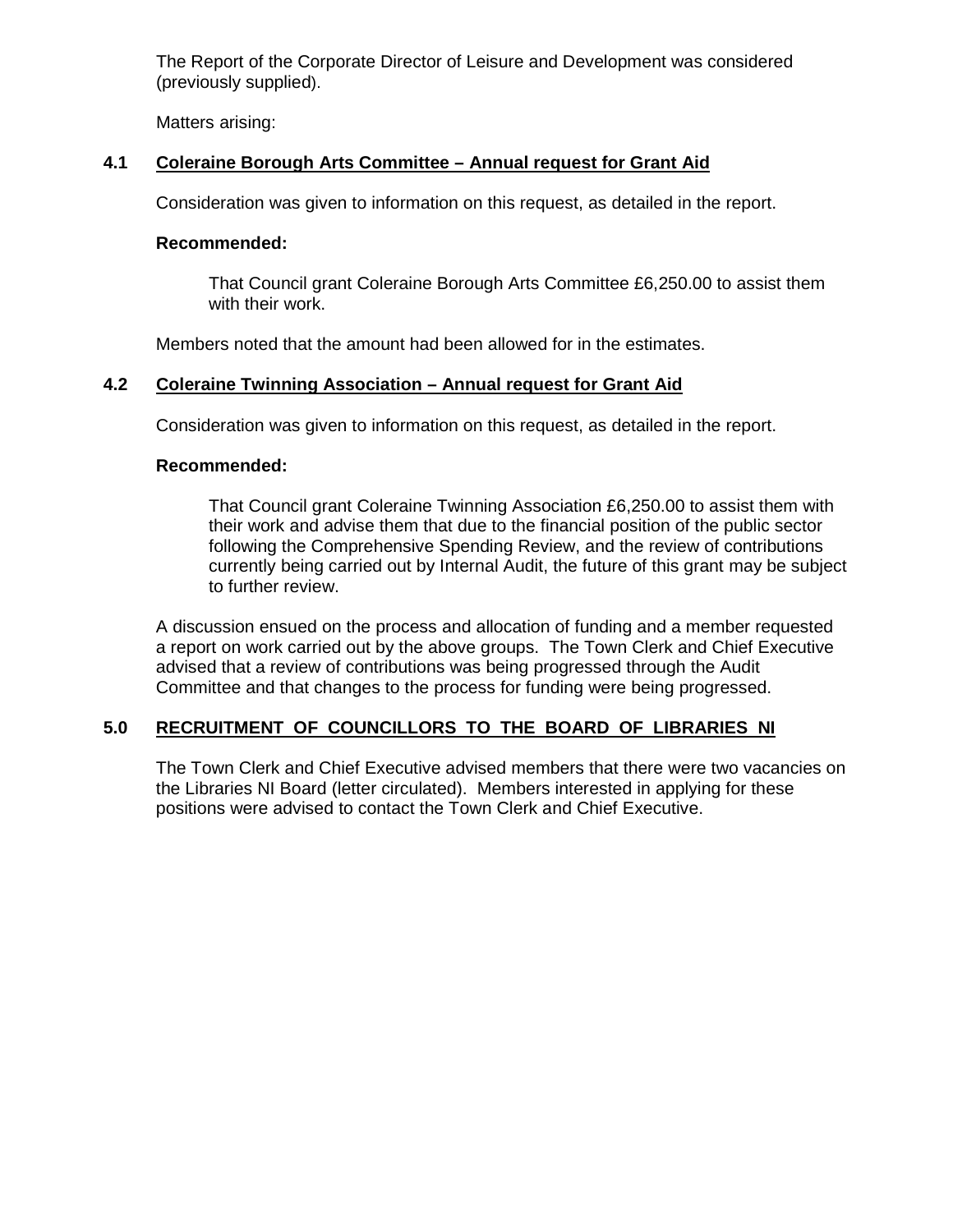The Report of the Corporate Director of Leisure and Development was considered (previously supplied).

Matters arising:

### 4.1 Coleraine Borough Arts Committee – Annual request for Grant Aid

Consideration was given to information on this request, as detailed in the report.

**Recommended:**

> That Council grant Coleraine Borough Arts Committee £6,250.00 to assist them with their work.

Members noted that the amount had been allowed for in the estimates.

### 4.2 Coleraine Twinning Association – Annual request for Grant Aid

Consideration was given to information on this request, as detailed in the report.

**Recommended:**

> That Council grant Coleraine Twinning Association £6,250.00 to assist them with their work and advise them that due to the financial position of the public sector following the Comprehensive Spending Review, and the review of contributions currently being carried out by Internal Audit, the future of this grant may be subject to further review.

A discussion ensued on the process and allocation of funding and a member requested a report on work carried out by the above groups. The Town Clerk and Chief Executive advised that a review of contributions was being progressed through the Audit Committee and that changes to the process for funding were being progressed.

## 5.0 RECRUITMENT OF COUNCILLORS TO THE BOARD OF LIBRARIES NI

The Town Clerk and Chief Executive advised members that there were two vacancies on the Libraries NI Board (letter circulated). Members interested in applying for these positions were advised to contact the Town Clerk and Chief Executive.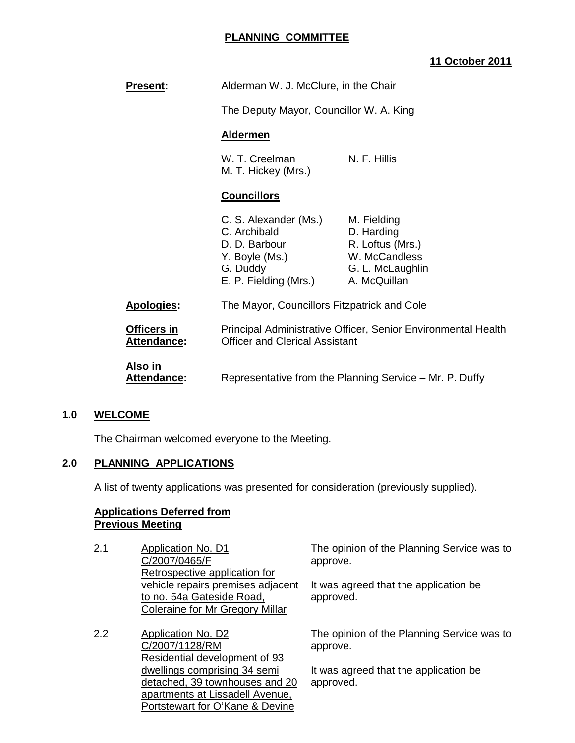# PLANNING COMMITTEE

**11 October 2011**

| | |
|---|---|
| **Present:** | Alderman W. J. McClure, in the Chair |
| | The Deputy Mayor, Councillor W. A. King |
| | **Aldermen** |
| | W. T. Creelman, N. F. Hillis, M. T. Hickey (Mrs.) |
| | **Councillors** |
| | C. S. Alexander (Ms.), C. Archibald, D. D. Barbour, Y. Boyle (Ms.), G. Duddy, E. P. Fielding (Mrs.), M. Fielding, D. Harding, R. Loftus (Mrs.), W. McCandless, G. L. McLaughlin, A. McQuillan |
| **Apologies:** | The Mayor, Councillors Fitzpatrick and Cole |
| **Officers in Attendance:** | Principal Administrative Officer, Senior Environmental Health Officer and Clerical Assistant |
| **Also in Attendance:** | Representative from the Planning Service – Mr. P. Duffy |

## 1.0 WELCOME

The Chairman welcomed everyone to the Meeting.

## 2.0 PLANNING APPLICATIONS

A list of twenty applications was presented for consideration (previously supplied).

**Applications Deferred from Previous Meeting**

| | | |
|---|---|---|
| 2.1 | Application No. D1<br>C/2007/0465/F<br>Retrospective application for vehicle repairs premises adjacent to no. 54a Gateside Road, Coleraine for Mr Gregory Millar | The opinion of the Planning Service was to approve.<br><br>It was agreed that the application be approved. |
| 2.2 | Application No. D2<br>C/2007/1128/RM<br>Residential development of 93 dwellings comprising 34 semi detached, 39 townhouses and 20 apartments at Lissadell Avenue, Portstewart for O'Kane & Devine | The opinion of the Planning Service was to approve.<br><br>It was agreed that the application be approved. |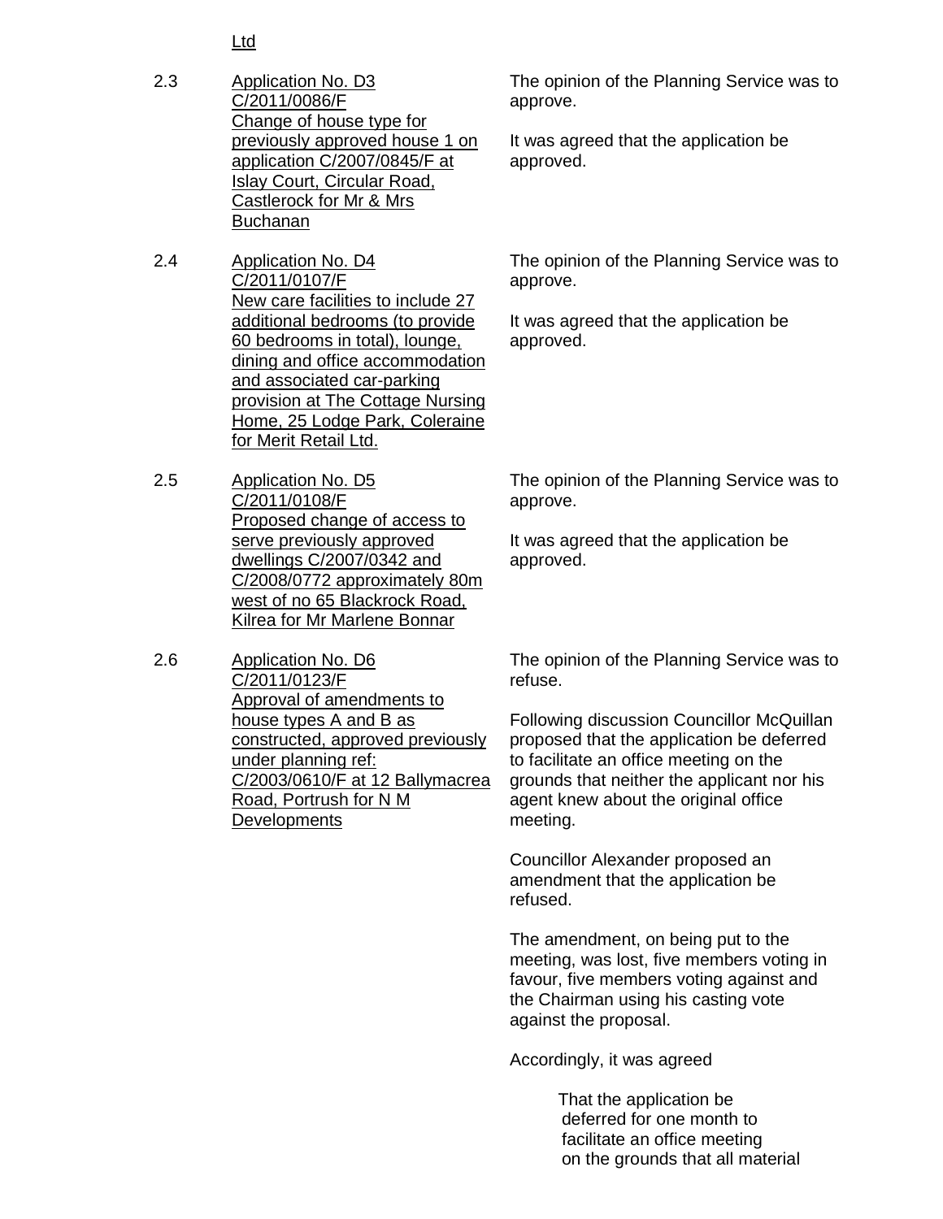Ltd

2.3 <u>Application No. D3</u>
<u>C/2011/0086/F</u>
<u>Change of house type for previously approved house 1 on application C/2007/0845/F at Islay Court, Circular Road, Castlerock for Mr & Mrs Buchanan</u>

The opinion of the Planning Service was to approve.

It was agreed that the application be approved.

2.4 <u>Application No. D4</u>
<u>C/2011/0107/F</u>
<u>New care facilities to include 27 additional bedrooms (to provide 60 bedrooms in total), lounge, dining and office accommodation and associated car-parking provision at The Cottage Nursing Home, 25 Lodge Park, Coleraine for Merit Retail Ltd.</u>

The opinion of the Planning Service was to approve.

It was agreed that the application be approved.

2.5 <u>Application No. D5</u>
<u>C/2011/0108/F</u>
<u>Proposed change of access to serve previously approved dwellings C/2007/0342 and C/2008/0772 approximately 80m west of no 65 Blackrock Road, Kilrea for Mr Marlene Bonnar</u>

The opinion of the Planning Service was to approve.

It was agreed that the application be approved.

2.6 <u>Application No. D6</u>
<u>C/2011/0123/F</u>
<u>Approval of amendments to house types A and B as constructed, approved previously under planning ref: C/2003/0610/F at 12 Ballymacrea Road, Portrush for N M Developments</u>

The opinion of the Planning Service was to refuse.

Following discussion Councillor McQuillan proposed that the application be deferred to facilitate an office meeting on the grounds that neither the applicant nor his agent knew about the original office meeting.

Councillor Alexander proposed an amendment that the application be refused.

The amendment, on being put to the meeting, was lost, five members voting in favour, five members voting against and the Chairman using his casting vote against the proposal.

Accordingly, it was agreed

> That the application be deferred for one month to facilitate an office meeting on the grounds that all material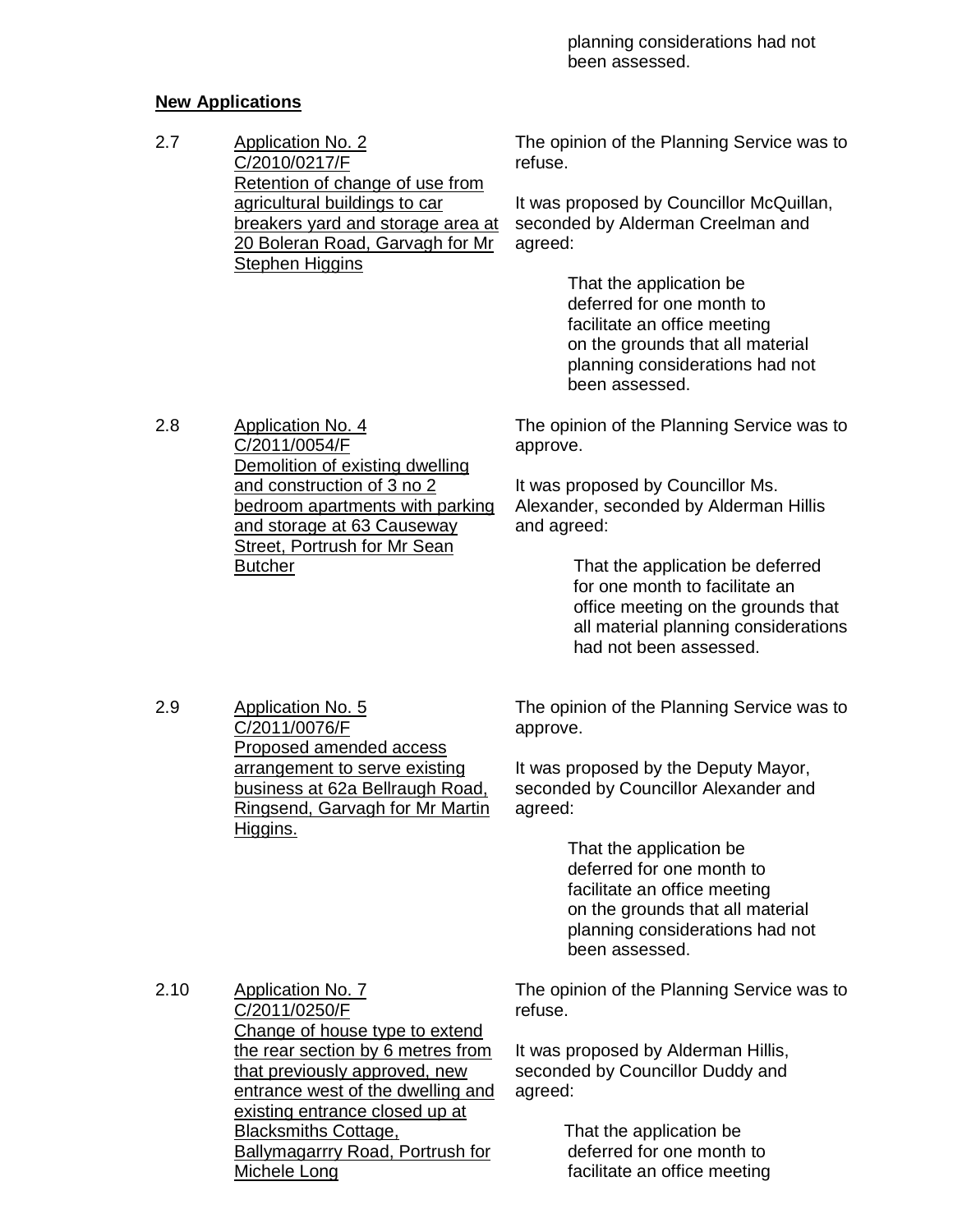planning considerations had not been assessed.

**New Applications**

2.7 Application No. 2
C/2010/0217/F
Retention of change of use from agricultural buildings to car breakers yard and storage area at 20 Boleran Road, Garvagh for Mr Stephen Higgins

The opinion of the Planning Service was to refuse.

It was proposed by Councillor McQuillan, seconded by Alderman Creelman and agreed:

> That the application be deferred for one month to facilitate an office meeting on the grounds that all material planning considerations had not been assessed.

2.8 Application No. 4
C/2011/0054/F
Demolition of existing dwelling and construction of 3 no 2 bedroom apartments with parking and storage at 63 Causeway Street, Portrush for Mr Sean Butcher

The opinion of the Planning Service was to approve.

It was proposed by Councillor Ms. Alexander, seconded by Alderman Hillis and agreed:

> That the application be deferred for one month to facilitate an office meeting on the grounds that all material planning considerations had not been assessed.

2.9 Application No. 5
C/2011/0076/F
Proposed amended access arrangement to serve existing business at 62a Bellraugh Road, Ringsend, Garvagh for Mr Martin Higgins.

The opinion of the Planning Service was to approve.

It was proposed by the Deputy Mayor, seconded by Councillor Alexander and agreed:

> That the application be deferred for one month to facilitate an office meeting on the grounds that all material planning considerations had not been assessed.

2.10 Application No. 7
C/2011/0250/F
Change of house type to extend the rear section by 6 metres from that previously approved, new entrance west of the dwelling and existing entrance closed up at Blacksmiths Cottage, Ballymagarrry Road, Portrush for Michele Long

The opinion of the Planning Service was to refuse.

It was proposed by Alderman Hillis, seconded by Councillor Duddy and agreed:

> That the application be deferred for one month to facilitate an office meeting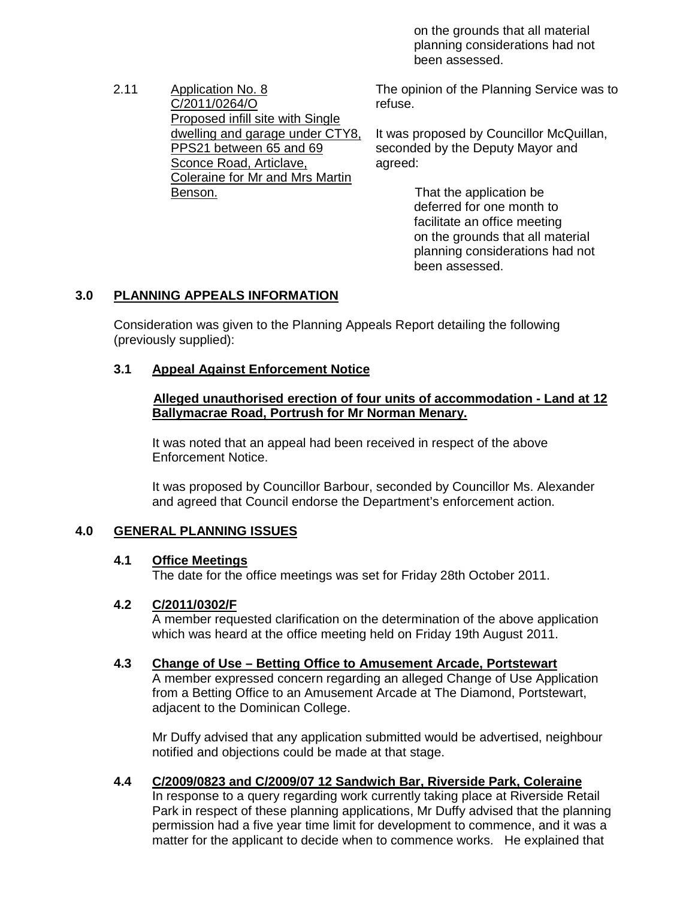on the grounds that all material planning considerations had not been assessed.

| | | |
|---|---|---|
| 2.11 | Application No. 8<br>C/2011/0264/O<br>Proposed infill site with Single dwelling and garage under CTY8, PPS21 between 65 and 69 Sconce Road, Articlave, Coleraine for Mr and Mrs Martin Benson. | The opinion of the Planning Service was to refuse.<br><br>It was proposed by Councillor McQuillan, seconded by the Deputy Mayor and agreed:<br><br>That the application be deferred for one month to facilitate an office meeting on the grounds that all material planning considerations had not been assessed. |

## 3.0 PLANNING APPEALS INFORMATION

Consideration was given to the Planning Appeals Report detailing the following (previously supplied):

### 3.1 Appeal Against Enforcement Notice

**Alleged unauthorised erection of four units of accommodation - Land at 12 Ballymacrae Road, Portrush for Mr Norman Menary.**

It was noted that an appeal had been received in respect of the above Enforcement Notice.

It was proposed by Councillor Barbour, seconded by Councillor Ms. Alexander and agreed that Council endorse the Department's enforcement action.

## 4.0 GENERAL PLANNING ISSUES

### 4.1 Office Meetings

The date for the office meetings was set for Friday 28th October 2011.

### 4.2 C/2011/0302/F

A member requested clarification on the determination of the above application which was heard at the office meeting held on Friday 19th August 2011.

### 4.3 Change of Use – Betting Office to Amusement Arcade, Portstewart

A member expressed concern regarding an alleged Change of Use Application from a Betting Office to an Amusement Arcade at The Diamond, Portstewart, adjacent to the Dominican College.

Mr Duffy advised that any application submitted would be advertised, neighbour notified and objections could be made at that stage.

### 4.4 C/2009/0823 and C/2009/07 12 Sandwich Bar, Riverside Park, Coleraine

In response to a query regarding work currently taking place at Riverside Retail Park in respect of these planning applications, Mr Duffy advised that the planning permission had a five year time limit for development to commence, and it was a matter for the applicant to decide when to commence works. He explained that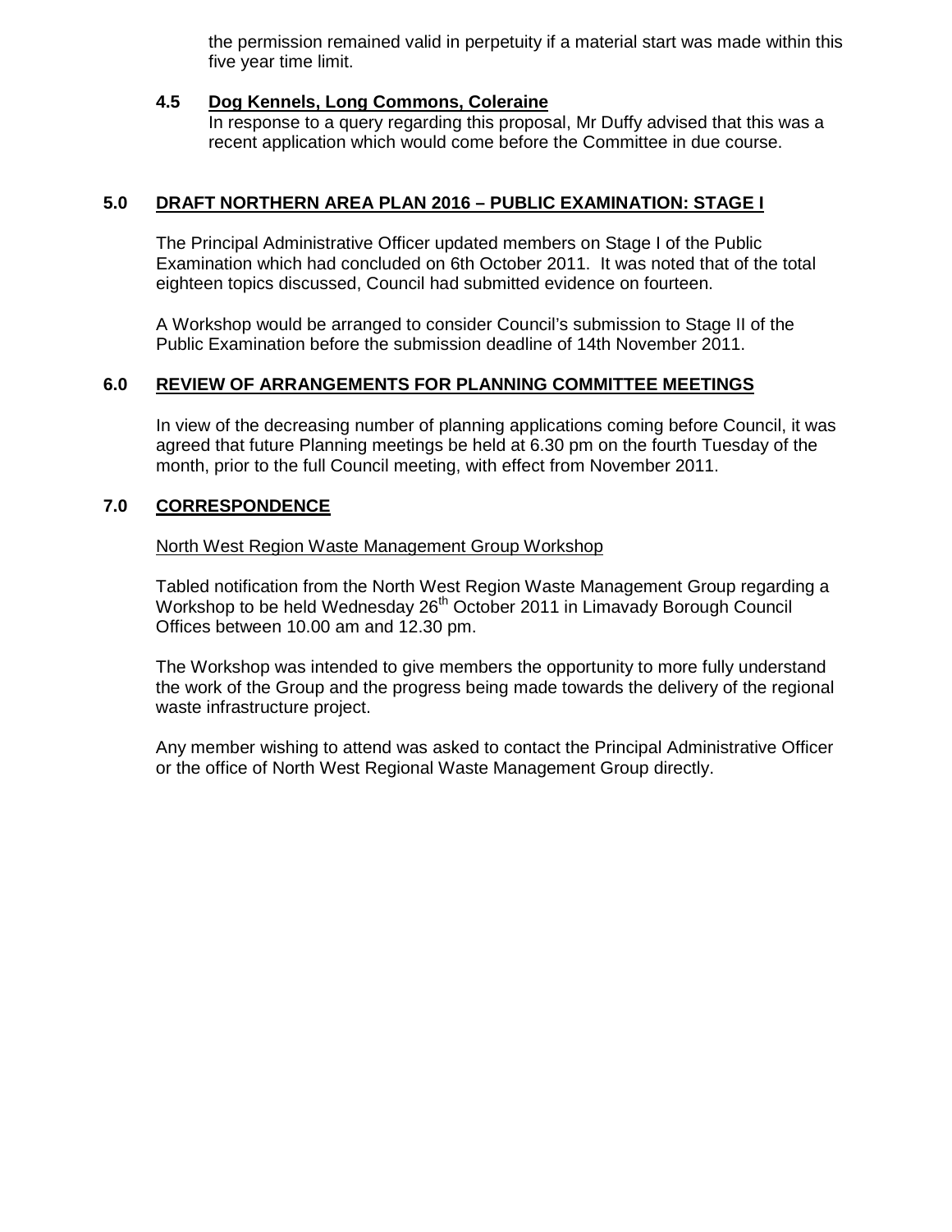the permission remained valid in perpetuity if a material start was made within this five year time limit.

### 4.5 Dog Kennels, Long Commons, Coleraine

In response to a query regarding this proposal, Mr Duffy advised that this was a recent application which would come before the Committee in due course.

## 5.0 DRAFT NORTHERN AREA PLAN 2016 – PUBLIC EXAMINATION: STAGE I

The Principal Administrative Officer updated members on Stage I of the Public Examination which had concluded on 6th October 2011. It was noted that of the total eighteen topics discussed, Council had submitted evidence on fourteen.

A Workshop would be arranged to consider Council's submission to Stage II of the Public Examination before the submission deadline of 14th November 2011.

## 6.0 REVIEW OF ARRANGEMENTS FOR PLANNING COMMITTEE MEETINGS

In view of the decreasing number of planning applications coming before Council, it was agreed that future Planning meetings be held at 6.30 pm on the fourth Tuesday of the month, prior to the full Council meeting, with effect from November 2011.

## 7.0 CORRESPONDENCE

North West Region Waste Management Group Workshop

Tabled notification from the North West Region Waste Management Group regarding a Workshop to be held Wednesday 26th October 2011 in Limavady Borough Council Offices between 10.00 am and 12.30 pm.

The Workshop was intended to give members the opportunity to more fully understand the work of the Group and the progress being made towards the delivery of the regional waste infrastructure project.

Any member wishing to attend was asked to contact the Principal Administrative Officer or the office of North West Regional Waste Management Group directly.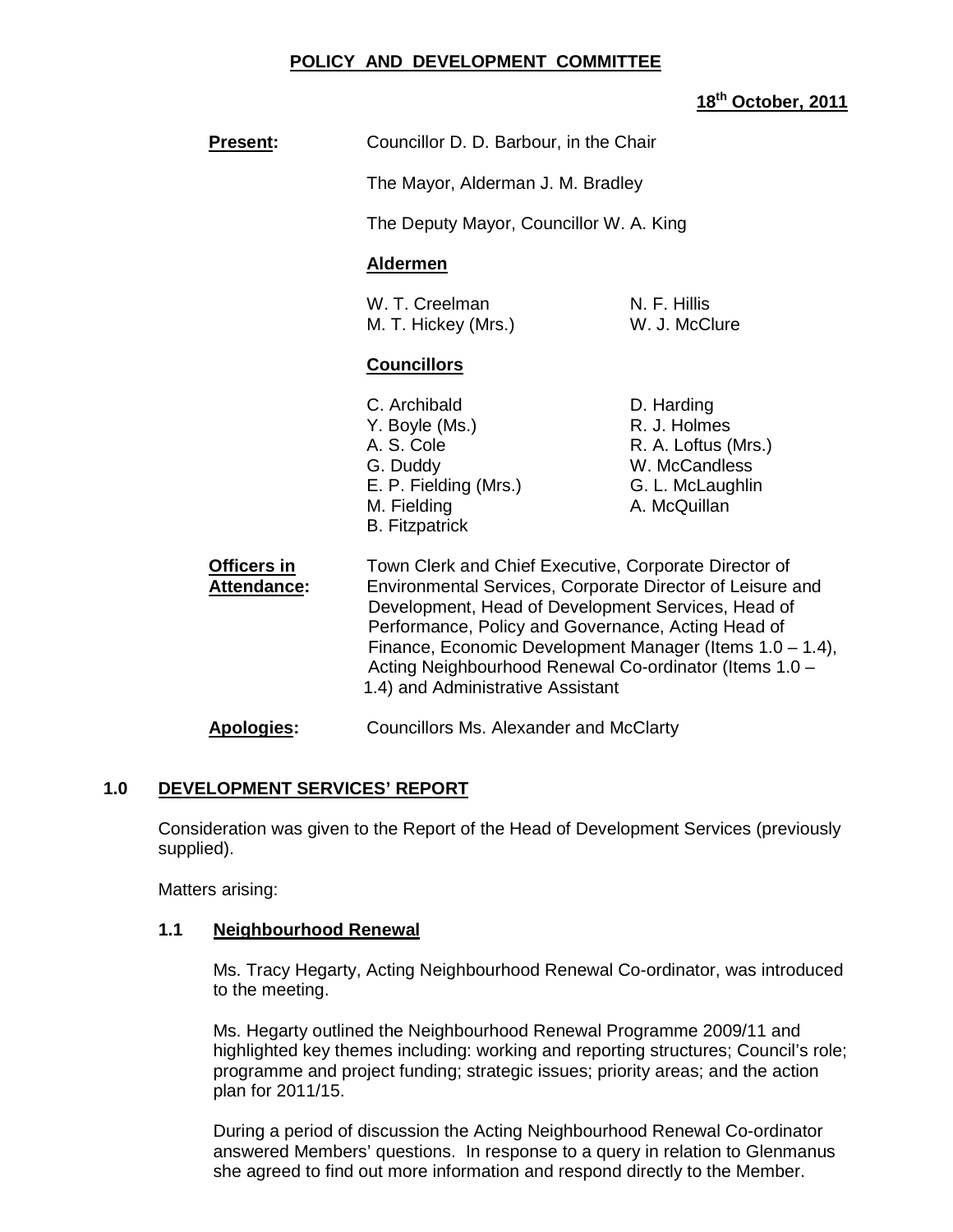# POLICY AND DEVELOPMENT COMMITTEE

**18th October, 2011**

**Present:** Councillor D. D. Barbour, in the Chair

The Mayor, Alderman J. M. Bradley

The Deputy Mayor, Councillor W. A. King

**Aldermen**

| | |
|---|---|
| W. T. Creelman | N. F. Hillis |
| M. T. Hickey (Mrs.) | W. J. McClure |

**Councillors**

| | |
|---|---|
| C. Archibald | D. Harding |
| Y. Boyle (Ms.) | R. J. Holmes |
| A. S. Cole | R. A. Loftus (Mrs.) |
| G. Duddy | W. McCandless |
| E. P. Fielding (Mrs.) | G. L. McLaughlin |
| M. Fielding | A. McQuillan |
| B. Fitzpatrick | |

**Officers in Attendance:** Town Clerk and Chief Executive, Corporate Director of Environmental Services, Corporate Director of Leisure and Development, Head of Development Services, Head of Performance, Policy and Governance, Acting Head of Finance, Economic Development Manager (Items 1.0 – 1.4), Acting Neighbourhood Renewal Co-ordinator (Items 1.0 – 1.4) and Administrative Assistant

**Apologies:** Councillors Ms. Alexander and McClarty

## 1.0 DEVELOPMENT SERVICES' REPORT

Consideration was given to the Report of the Head of Development Services (previously supplied).

Matters arising:

### 1.1 Neighbourhood Renewal

Ms. Tracy Hegarty, Acting Neighbourhood Renewal Co-ordinator, was introduced to the meeting.

Ms. Hegarty outlined the Neighbourhood Renewal Programme 2009/11 and highlighted key themes including: working and reporting structures; Council's role; programme and project funding; strategic issues; priority areas; and the action plan for 2011/15.

During a period of discussion the Acting Neighbourhood Renewal Co-ordinator answered Members' questions. In response to a query in relation to Glenmanus she agreed to find out more information and respond directly to the Member.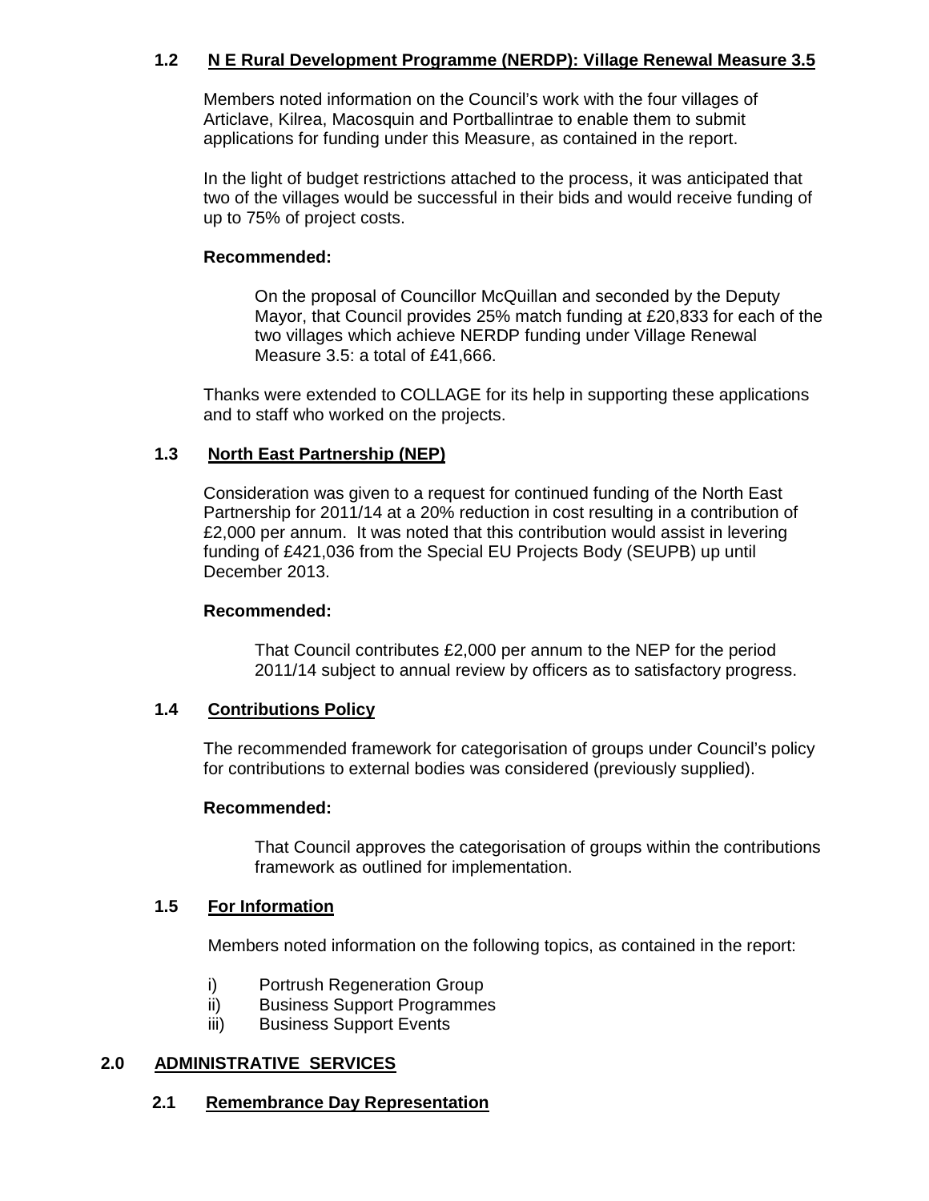### 1.2 N E Rural Development Programme (NERDP): Village Renewal Measure 3.5

Members noted information on the Council's work with the four villages of Articlave, Kilrea, Macosquin and Portballintrae to enable them to submit applications for funding under this Measure, as contained in the report.

In the light of budget restrictions attached to the process, it was anticipated that two of the villages would be successful in their bids and would receive funding of up to 75% of project costs.

**Recommended:**

On the proposal of Councillor McQuillan and seconded by the Deputy Mayor, that Council provides 25% match funding at £20,833 for each of the two villages which achieve NERDP funding under Village Renewal Measure 3.5: a total of £41,666.

Thanks were extended to COLLAGE for its help in supporting these applications and to staff who worked on the projects.

### 1.3 North East Partnership (NEP)

Consideration was given to a request for continued funding of the North East Partnership for 2011/14 at a 20% reduction in cost resulting in a contribution of £2,000 per annum. It was noted that this contribution would assist in levering funding of £421,036 from the Special EU Projects Body (SEUPB) up until December 2013.

**Recommended:**

That Council contributes £2,000 per annum to the NEP for the period 2011/14 subject to annual review by officers as to satisfactory progress.

### 1.4 Contributions Policy

The recommended framework for categorisation of groups under Council's policy for contributions to external bodies was considered (previously supplied).

**Recommended:**

That Council approves the categorisation of groups within the contributions framework as outlined for implementation.

### 1.5 For Information

Members noted information on the following topics, as contained in the report:

i) Portrush Regeneration Group
ii) Business Support Programmes
iii) Business Support Events

## 2.0 ADMINISTRATIVE SERVICES

### 2.1 Remembrance Day Representation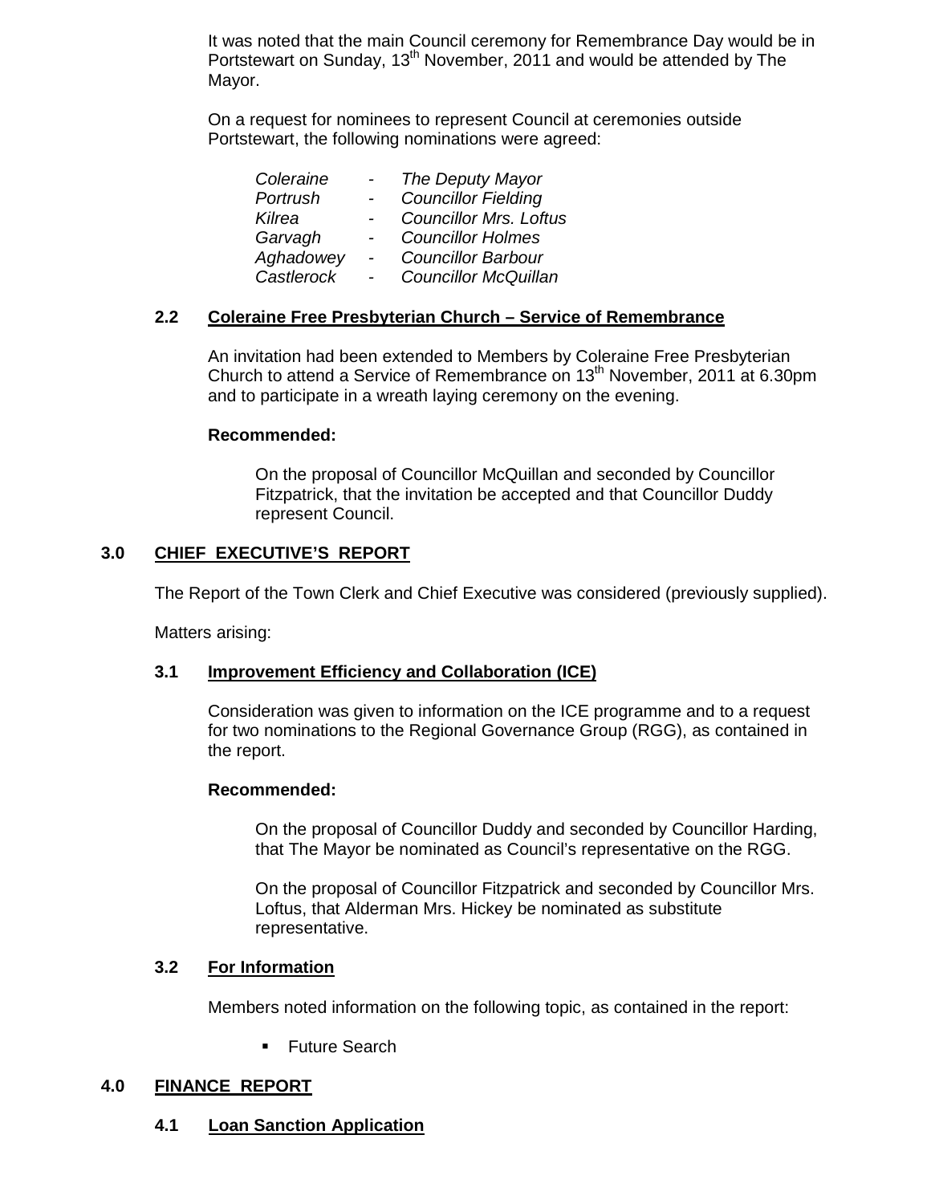It was noted that the main Council ceremony for Remembrance Day would be in Portstewart on Sunday, 13th November, 2011 and would be attended by The Mayor.

On a request for nominees to represent Council at ceremonies outside Portstewart, the following nominations were agreed:

*Coleraine - The Deputy Mayor*
*Portrush - Councillor Fielding*
*Kilrea - Councillor Mrs. Loftus*
*Garvagh - Councillor Holmes*
*Aghadowey - Councillor Barbour*
*Castlerock - Councillor McQuillan*

### 2.2 Coleraine Free Presbyterian Church – Service of Remembrance

An invitation had been extended to Members by Coleraine Free Presbyterian Church to attend a Service of Remembrance on 13th November, 2011 at 6.30pm and to participate in a wreath laying ceremony on the evening.

**Recommended:**

On the proposal of Councillor McQuillan and seconded by Councillor Fitzpatrick, that the invitation be accepted and that Councillor Duddy represent Council.

## 3.0 CHIEF EXECUTIVE'S REPORT

The Report of the Town Clerk and Chief Executive was considered (previously supplied).

Matters arising:

### 3.1 Improvement Efficiency and Collaboration (ICE)

Consideration was given to information on the ICE programme and to a request for two nominations to the Regional Governance Group (RGG), as contained in the report.

**Recommended:**

On the proposal of Councillor Duddy and seconded by Councillor Harding, that The Mayor be nominated as Council's representative on the RGG.

On the proposal of Councillor Fitzpatrick and seconded by Councillor Mrs. Loftus, that Alderman Mrs. Hickey be nominated as substitute representative.

### 3.2 For Information

Members noted information on the following topic, as contained in the report:

- Future Search

## 4.0 FINANCE REPORT

### 4.1 Loan Sanction Application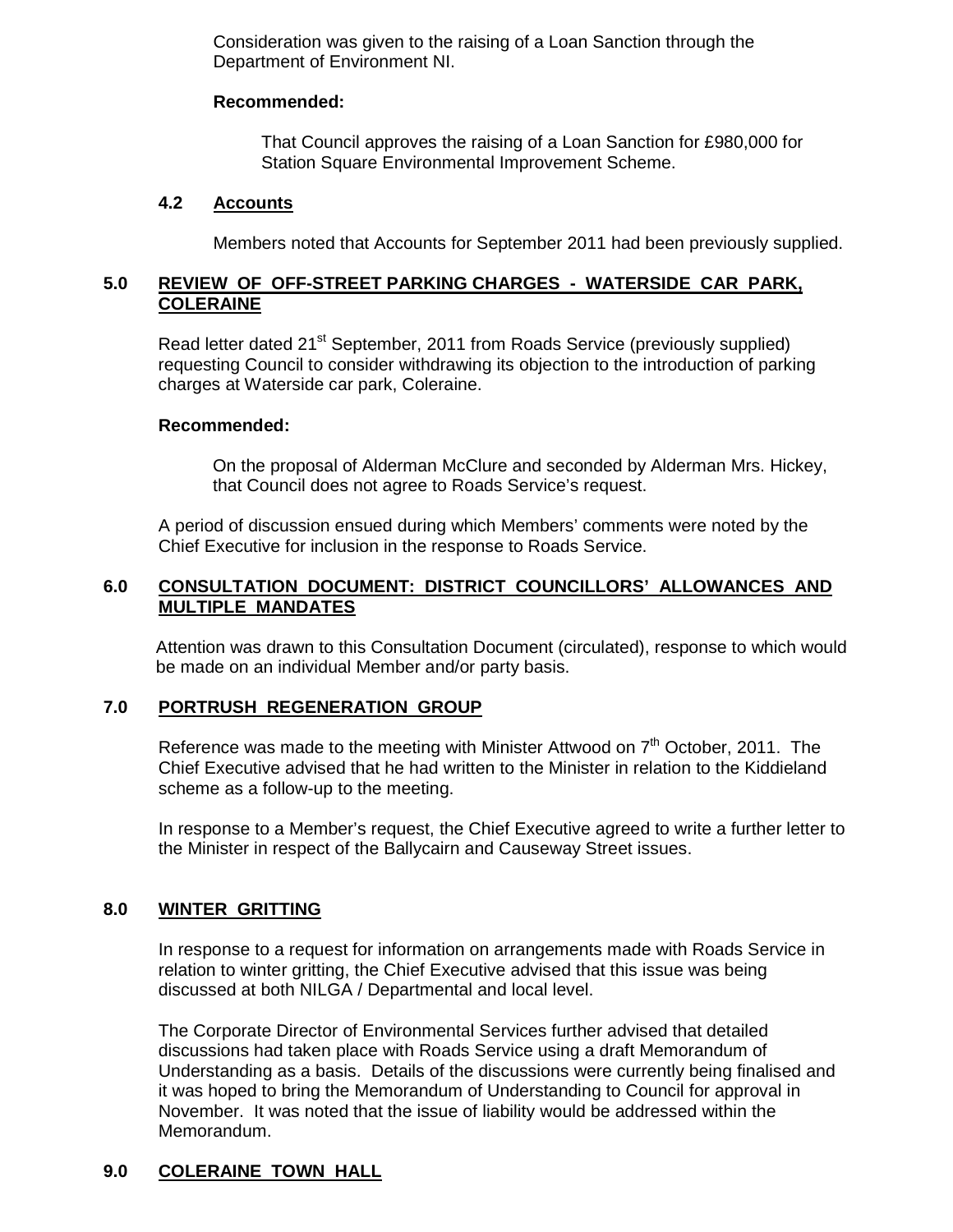Consideration was given to the raising of a Loan Sanction through the Department of Environment NI.

**Recommended:**

That Council approves the raising of a Loan Sanction for £980,000 for Station Square Environmental Improvement Scheme.

### 4.2 Accounts

Members noted that Accounts for September 2011 had been previously supplied.

## 5.0 REVIEW OF OFF-STREET PARKING CHARGES - WATERSIDE CAR PARK, COLERAINE

Read letter dated 21st September, 2011 from Roads Service (previously supplied) requesting Council to consider withdrawing its objection to the introduction of parking charges at Waterside car park, Coleraine.

**Recommended:**

On the proposal of Alderman McClure and seconded by Alderman Mrs. Hickey, that Council does not agree to Roads Service's request.

A period of discussion ensued during which Members' comments were noted by the Chief Executive for inclusion in the response to Roads Service.

## 6.0 CONSULTATION DOCUMENT: DISTRICT COUNCILLORS' ALLOWANCES AND MULTIPLE MANDATES

Attention was drawn to this Consultation Document (circulated), response to which would be made on an individual Member and/or party basis.

## 7.0 PORTRUSH REGENERATION GROUP

Reference was made to the meeting with Minister Attwood on 7th October, 2011. The Chief Executive advised that he had written to the Minister in relation to the Kiddieland scheme as a follow-up to the meeting.

In response to a Member's request, the Chief Executive agreed to write a further letter to the Minister in respect of the Ballycairn and Causeway Street issues.

## 8.0 WINTER GRITTING

In response to a request for information on arrangements made with Roads Service in relation to winter gritting, the Chief Executive advised that this issue was being discussed at both NILGA / Departmental and local level.

The Corporate Director of Environmental Services further advised that detailed discussions had taken place with Roads Service using a draft Memorandum of Understanding as a basis. Details of the discussions were currently being finalised and it was hoped to bring the Memorandum of Understanding to Council for approval in November. It was noted that the issue of liability would be addressed within the Memorandum.

## 9.0 COLERAINE TOWN HALL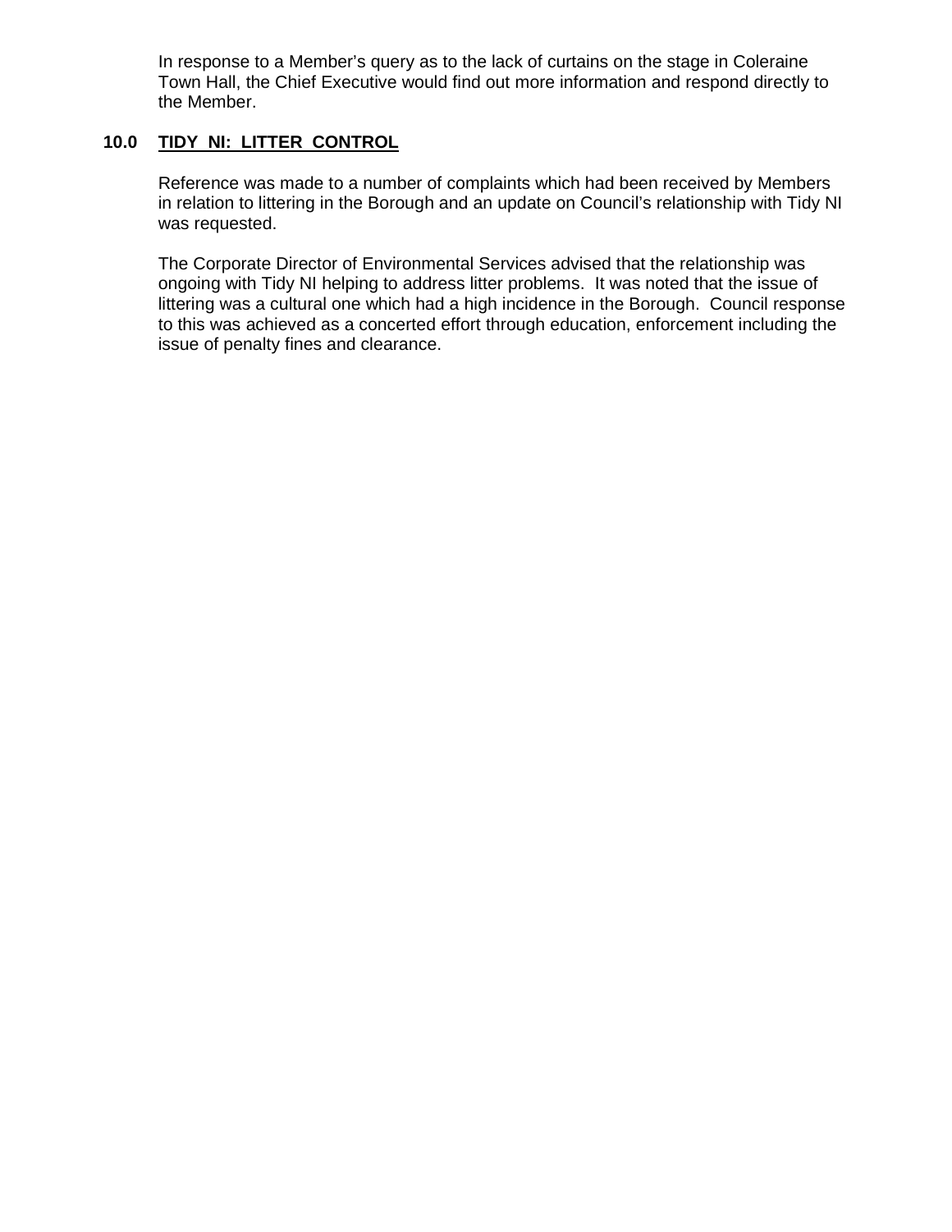In response to a Member's query as to the lack of curtains on the stage in Coleraine Town Hall, the Chief Executive would find out more information and respond directly to the Member.

## 10.0 TIDY NI: LITTER CONTROL

Reference was made to a number of complaints which had been received by Members in relation to littering in the Borough and an update on Council's relationship with Tidy NI was requested.

The Corporate Director of Environmental Services advised that the relationship was ongoing with Tidy NI helping to address litter problems. It was noted that the issue of littering was a cultural one which had a high incidence in the Borough. Council response to this was achieved as a concerted effort through education, enforcement including the issue of penalty fines and clearance.